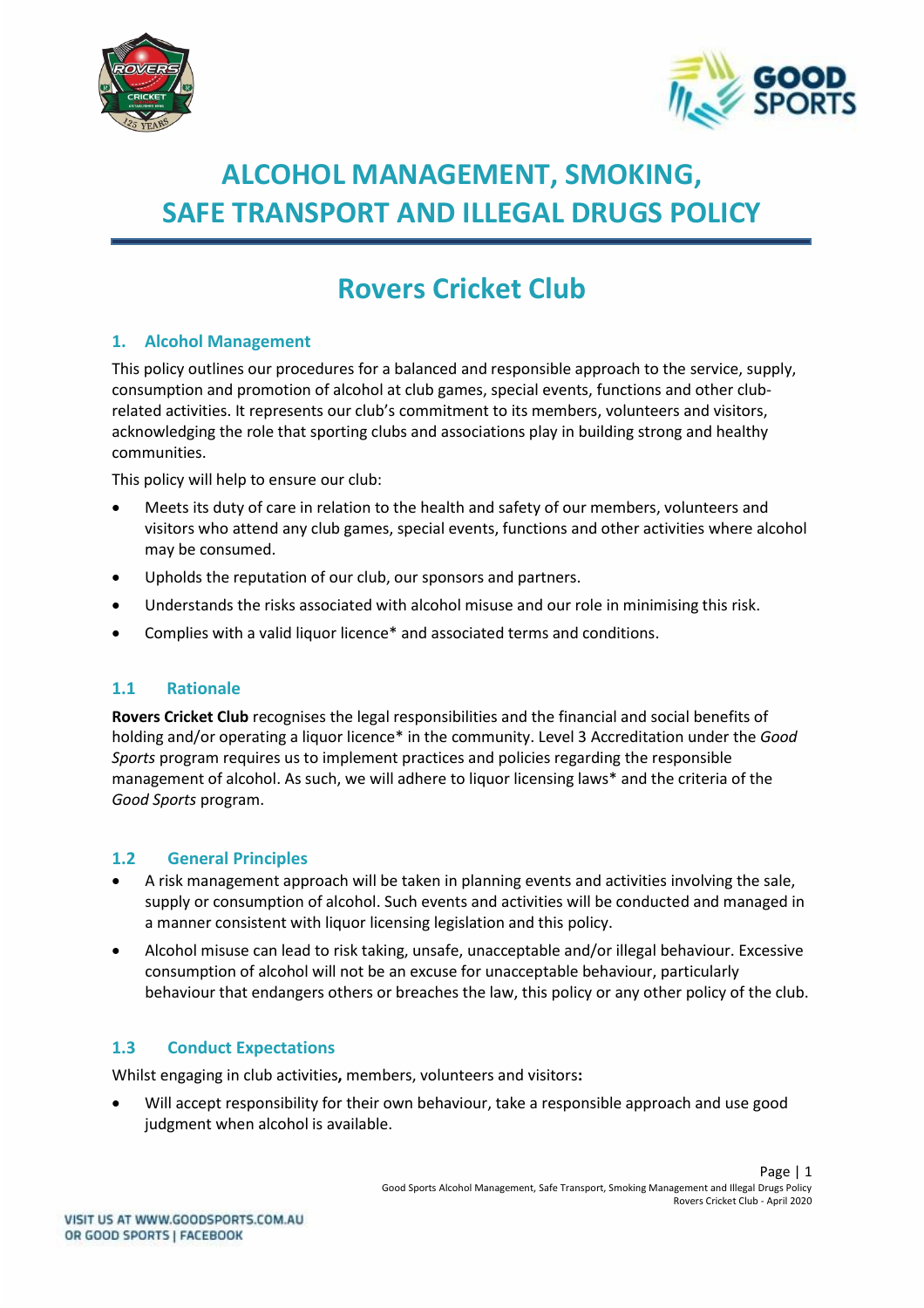# ALCOHOL MANAGEMENT, SMOKING, SAFE TRANSPORT AND ILLEGAL DRUGS POLICY

# Rovers Cricket Club

## 1. Alcohol Management

This policy outlines our procedures for a balanced and responsible approach to the service, supply, consumption and promotion of alcohol at club games, special events, functions and other club-related activities. It represents our club's commitment to its members, volunteers and visitors, acknowledging the role that sporting clubs and associations play in building strong and healthy communities.

This policy will help to ensure our club:

- Meets its duty of care in relation to the health and safety of our members, volunteers and visitors who attend any club games, special events, functions and other activities where alcohol may be consumed.
- Upholds the reputation of our club, our sponsors and partners.
- Understands the risks associated with alcohol misuse and our role in minimising this risk.
- Complies with a valid liquor licence* and associated terms and conditions.

### 1.1 Rationale

**Rovers Cricket Club** recognises the legal responsibilities and the financial and social benefits of holding and/or operating a liquor licence* in the community. Level 3 Accreditation under the *Good Sports* program requires us to implement practices and policies regarding the responsible management of alcohol. As such, we will adhere to liquor licensing laws* and the criteria of the *Good Sports* program.

### 1.2 General Principles

- A risk management approach will be taken in planning events and activities involving the sale, supply or consumption of alcohol. Such events and activities will be conducted and managed in a manner consistent with liquor licensing legislation and this policy.
- Alcohol misuse can lead to risk taking, unsafe, unacceptable and/or illegal behaviour. Excessive consumption of alcohol will not be an excuse for unacceptable behaviour, particularly behaviour that endangers others or breaches the law, this policy or any other policy of the club.

### 1.3 Conduct Expectations

Whilst engaging in club activities**,** members, volunteers and visitors**:**

- Will accept responsibility for their own behaviour, take a responsible approach and use good judgment when alcohol is available.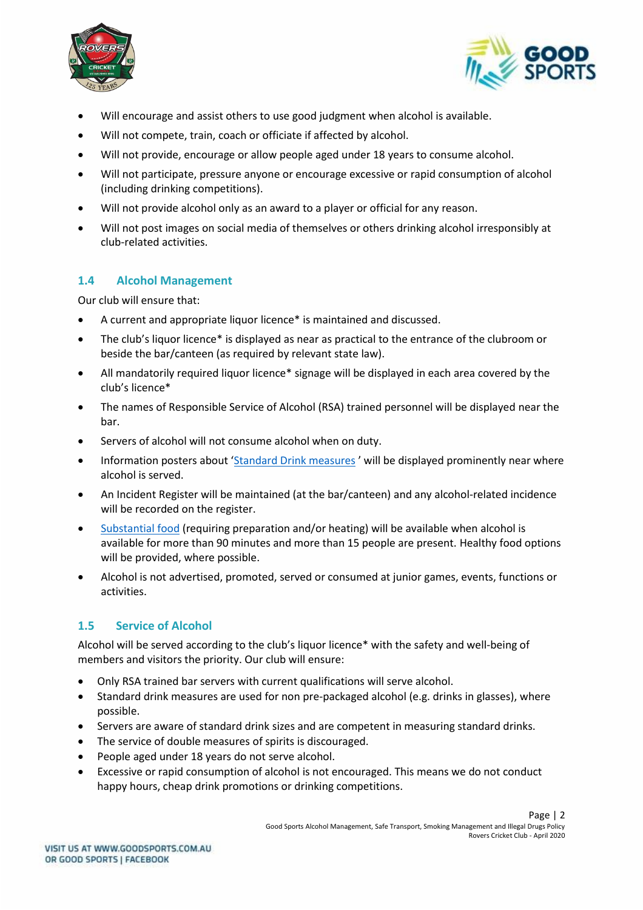- Will encourage and assist others to use good judgment when alcohol is available.
- Will not compete, train, coach or officiate if affected by alcohol.
- Will not provide, encourage or allow people aged under 18 years to consume alcohol.
- Will not participate, pressure anyone or encourage excessive or rapid consumption of alcohol (including drinking competitions).
- Will not provide alcohol only as an award to a player or official for any reason.
- Will not post images on social media of themselves or others drinking alcohol irresponsibly at club-related activities.

## 1.4 Alcohol Management

Our club will ensure that:

- A current and appropriate liquor licence* is maintained and discussed.
- The club's liquor licence* is displayed as near as practical to the entrance of the clubroom or beside the bar/canteen (as required by relevant state law).
- All mandatorily required liquor licence* signage will be displayed in each area covered by the club's licence*
- The names of Responsible Service of Alcohol (RSA) trained personnel will be displayed near the bar.
- Servers of alcohol will not consume alcohol when on duty.
- Information posters about 'Standard Drink measures ' will be displayed prominently near where alcohol is served.
- An Incident Register will be maintained (at the bar/canteen) and any alcohol-related incidence will be recorded on the register.
- Substantial food (requiring preparation and/or heating) will be available when alcohol is available for more than 90 minutes and more than 15 people are present. Healthy food options will be provided, where possible.
- Alcohol is not advertised, promoted, served or consumed at junior games, events, functions or activities.

## 1.5 Service of Alcohol

Alcohol will be served according to the club's liquor licence* with the safety and well-being of members and visitors the priority. Our club will ensure:

- Only RSA trained bar servers with current qualifications will serve alcohol.
- Standard drink measures are used for non pre-packaged alcohol (e.g. drinks in glasses), where possible.
- Servers are aware of standard drink sizes and are competent in measuring standard drinks.
- The service of double measures of spirits is discouraged.
- People aged under 18 years do not serve alcohol.
- Excessive or rapid consumption of alcohol is not encouraged. This means we do not conduct happy hours, cheap drink promotions or drinking competitions.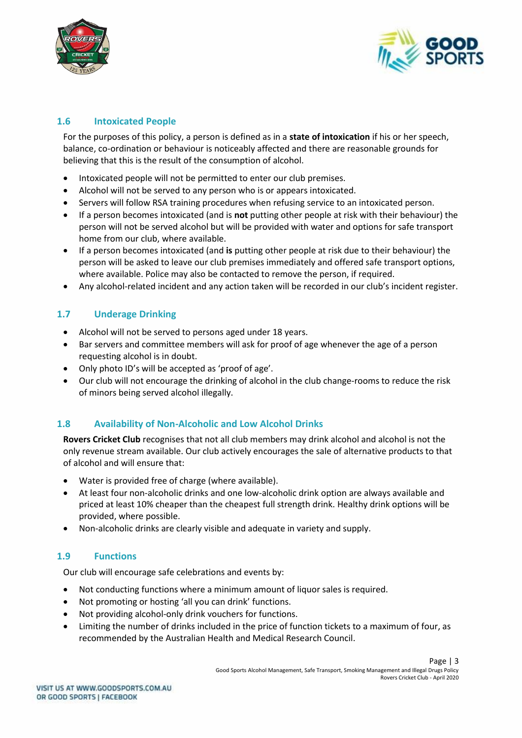### 1.6 Intoxicated People

For the purposes of this policy, a person is defined as in a **state of intoxication** if his or her speech, balance, co-ordination or behaviour is noticeably affected and there are reasonable grounds for believing that this is the result of the consumption of alcohol.

- Intoxicated people will not be permitted to enter our club premises.
- Alcohol will not be served to any person who is or appears intoxicated.
- Servers will follow RSA training procedures when refusing service to an intoxicated person.
- If a person becomes intoxicated (and is **not** putting other people at risk with their behaviour) the person will not be served alcohol but will be provided with water and options for safe transport home from our club, where available.
- If a person becomes intoxicated (and **is** putting other people at risk due to their behaviour) the person will be asked to leave our club premises immediately and offered safe transport options, where available. Police may also be contacted to remove the person, if required.
- Any alcohol-related incident and any action taken will be recorded in our club's incident register.

### 1.7 Underage Drinking

- Alcohol will not be served to persons aged under 18 years.
- Bar servers and committee members will ask for proof of age whenever the age of a person requesting alcohol is in doubt.
- Only photo ID's will be accepted as 'proof of age'.
- Our club will not encourage the drinking of alcohol in the club change-rooms to reduce the risk of minors being served alcohol illegally.

### 1.8 Availability of Non-Alcoholic and Low Alcohol Drinks

**Rovers Cricket Club** recognises that not all club members may drink alcohol and alcohol is not the only revenue stream available. Our club actively encourages the sale of alternative products to that of alcohol and will ensure that:

- Water is provided free of charge (where available).
- At least four non-alcoholic drinks and one low-alcoholic drink option are always available and priced at least 10% cheaper than the cheapest full strength drink. Healthy drink options will be provided, where possible.
- Non-alcoholic drinks are clearly visible and adequate in variety and supply.

### 1.9 Functions

Our club will encourage safe celebrations and events by:

- Not conducting functions where a minimum amount of liquor sales is required.
- Not promoting or hosting 'all you can drink' functions.
- Not providing alcohol-only drink vouchers for functions.
- Limiting the number of drinks included in the price of function tickets to a maximum of four, as recommended by the Australian Health and Medical Research Council.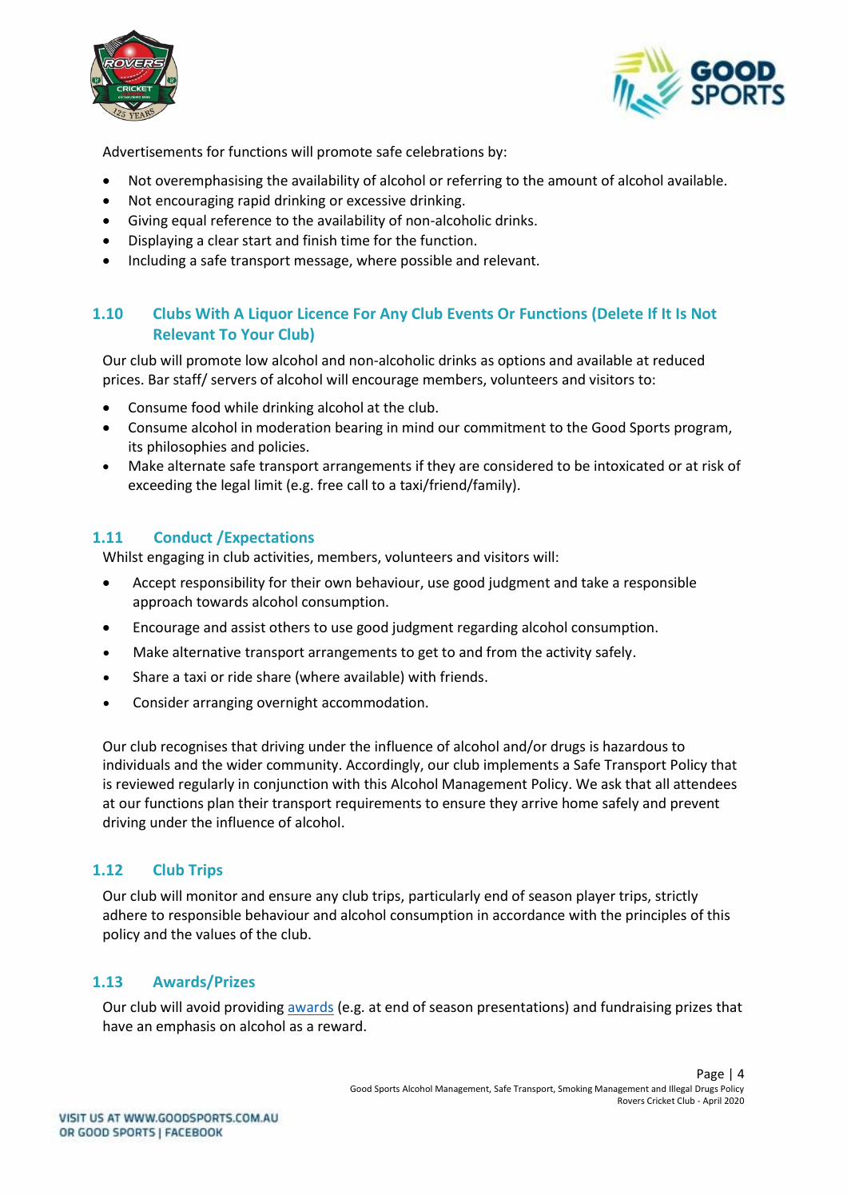Advertisements for functions will promote safe celebrations by:

- Not overemphasising the availability of alcohol or referring to the amount of alcohol available.
- Not encouraging rapid drinking or excessive drinking.
- Giving equal reference to the availability of non-alcoholic drinks.
- Displaying a clear start and finish time for the function.
- Including a safe transport message, where possible and relevant.

### 1.10 Clubs With A Liquor Licence For Any Club Events Or Functions (Delete If It Is Not Relevant To Your Club)

Our club will promote low alcohol and non-alcoholic drinks as options and available at reduced prices. Bar staff/ servers of alcohol will encourage members, volunteers and visitors to:

- Consume food while drinking alcohol at the club.
- Consume alcohol in moderation bearing in mind our commitment to the Good Sports program, its philosophies and policies.
- Make alternate safe transport arrangements if they are considered to be intoxicated or at risk of exceeding the legal limit (e.g. free call to a taxi/friend/family).

### 1.11 Conduct /Expectations

Whilst engaging in club activities, members, volunteers and visitors will:

- Accept responsibility for their own behaviour, use good judgment and take a responsible approach towards alcohol consumption.
- Encourage and assist others to use good judgment regarding alcohol consumption.
- Make alternative transport arrangements to get to and from the activity safely.
- Share a taxi or ride share (where available) with friends.
- Consider arranging overnight accommodation.

Our club recognises that driving under the influence of alcohol and/or drugs is hazardous to individuals and the wider community. Accordingly, our club implements a Safe Transport Policy that is reviewed regularly in conjunction with this Alcohol Management Policy. We ask that all attendees at our functions plan their transport requirements to ensure they arrive home safely and prevent driving under the influence of alcohol.

### 1.12 Club Trips

Our club will monitor and ensure any club trips, particularly end of season player trips, strictly adhere to responsible behaviour and alcohol consumption in accordance with the principles of this policy and the values of the club.

### 1.13 Awards/Prizes

Our club will avoid providing awards (e.g. at end of season presentations) and fundraising prizes that have an emphasis on alcohol as a reward.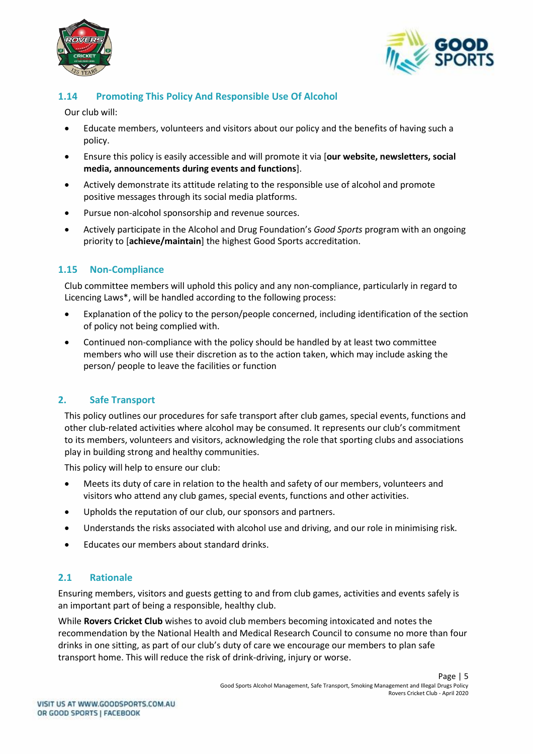### 1.14 Promoting This Policy And Responsible Use Of Alcohol

Our club will:

- Educate members, volunteers and visitors about our policy and the benefits of having such a policy.
- Ensure this policy is easily accessible and will promote it via [**our website, newsletters, social media, announcements during events and functions**].
- Actively demonstrate its attitude relating to the responsible use of alcohol and promote positive messages through its social media platforms.
- Pursue non-alcohol sponsorship and revenue sources.
- Actively participate in the Alcohol and Drug Foundation's *Good Sports* program with an ongoing priority to [**achieve/maintain**] the highest Good Sports accreditation.

### 1.15 Non-Compliance

Club committee members will uphold this policy and any non-compliance, particularly in regard to Licencing Laws*, will be handled according to the following process:

- Explanation of the policy to the person/people concerned, including identification of the section of policy not being complied with.
- Continued non-compliance with the policy should be handled by at least two committee members who will use their discretion as to the action taken, which may include asking the person/ people to leave the facilities or function

## 2. Safe Transport

This policy outlines our procedures for safe transport after club games, special events, functions and other club-related activities where alcohol may be consumed. It represents our club's commitment to its members, volunteers and visitors, acknowledging the role that sporting clubs and associations play in building strong and healthy communities.

This policy will help to ensure our club:

- Meets its duty of care in relation to the health and safety of our members, volunteers and visitors who attend any club games, special events, functions and other activities.
- Upholds the reputation of our club, our sponsors and partners.
- Understands the risks associated with alcohol use and driving, and our role in minimising risk.
- Educates our members about standard drinks.

### 2.1 Rationale

Ensuring members, visitors and guests getting to and from club games, activities and events safely is an important part of being a responsible, healthy club.

While **Rovers Cricket Club** wishes to avoid club members becoming intoxicated and notes the recommendation by the National Health and Medical Research Council to consume no more than four drinks in one sitting, as part of our club's duty of care we encourage our members to plan safe transport home. This will reduce the risk of drink-driving, injury or worse.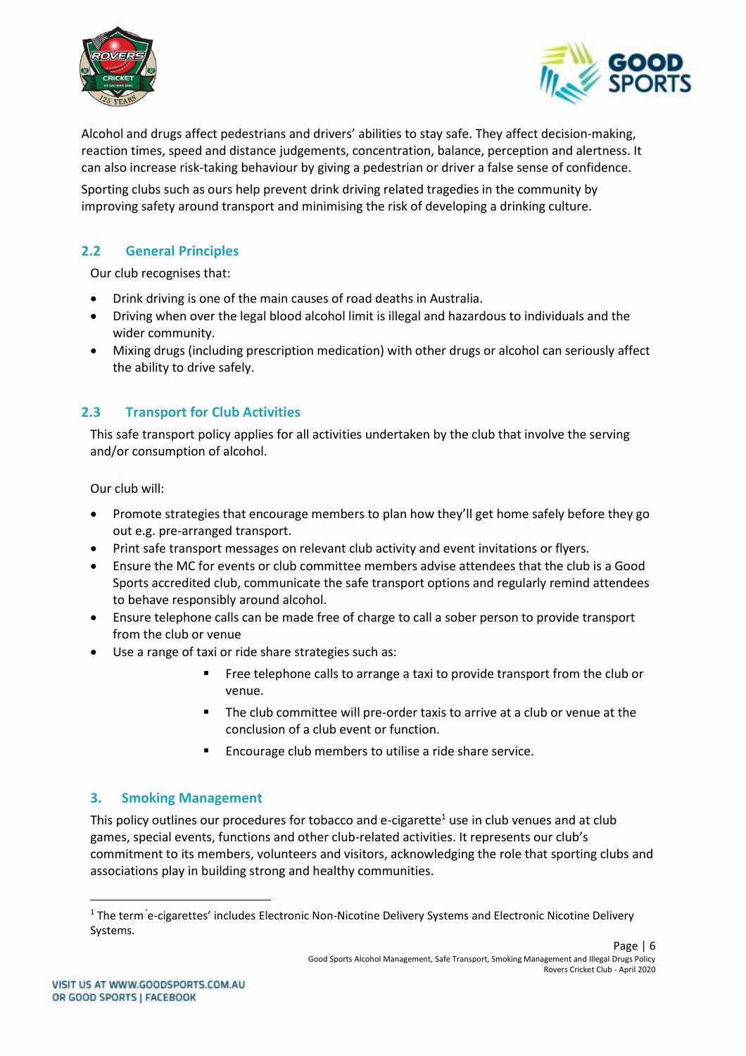Alcohol and drugs affect pedestrians and drivers' abilities to stay safe. They affect decision-making, reaction times, speed and distance judgements, concentration, balance, perception and alertness. It can also increase risk-taking behaviour by giving a pedestrian or driver a false sense of confidence.

Sporting clubs such as ours help prevent drink driving related tragedies in the community by improving safety around transport and minimising the risk of developing a drinking culture.

### 2.2 General Principles

Our club recognises that:

- Drink driving is one of the main causes of road deaths in Australia.
- Driving when over the legal blood alcohol limit is illegal and hazardous to individuals and the wider community.
- Mixing drugs (including prescription medication) with other drugs or alcohol can seriously affect the ability to drive safely.

### 2.3 Transport for Club Activities

This safe transport policy applies for all activities undertaken by the club that involve the serving and/or consumption of alcohol.

Our club will:

- Promote strategies that encourage members to plan how they'll get home safely before they go out e.g. pre-arranged transport.
- Print safe transport messages on relevant club activity and event invitations or flyers.
- Ensure the MC for events or club committee members advise attendees that the club is a Good Sports accredited club, communicate the safe transport options and regularly remind attendees to behave responsibly around alcohol.
- Ensure telephone calls can be made free of charge to call a sober person to provide transport from the club or venue
- Use a range of taxi or ride share strategies such as:
  - Free telephone calls to arrange a taxi to provide transport from the club or venue.
  - The club committee will pre-order taxis to arrive at a club or venue at the conclusion of a club event or function.
  - Encourage club members to utilise a ride share service.

## 3. Smoking Management

This policy outlines our procedures for tobacco and e-cigarette[1] use in club venues and at club games, special events, functions and other club-related activities. It represents our club's commitment to its members, volunteers and visitors, acknowledging the role that sporting clubs and associations play in building strong and healthy communities.

---

[1] The term ´e-cigarettes' includes Electronic Non-Nicotine Delivery Systems and Electronic Nicotine Delivery Systems.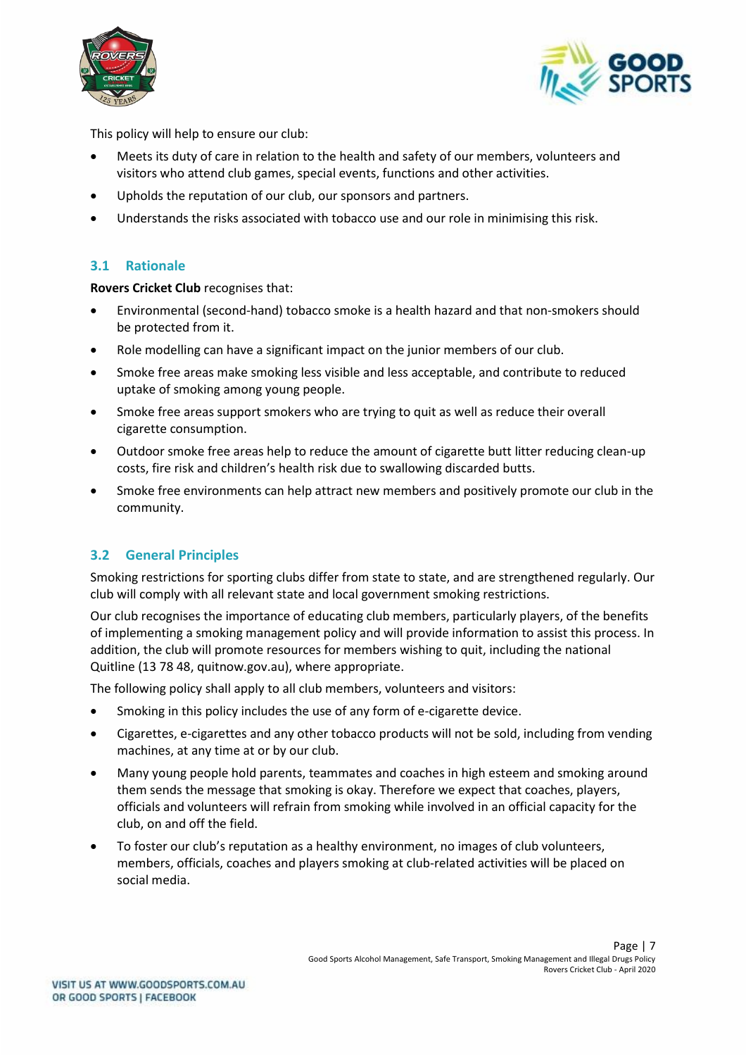This policy will help to ensure our club:

- Meets its duty of care in relation to the health and safety of our members, volunteers and visitors who attend club games, special events, functions and other activities.
- Upholds the reputation of our club, our sponsors and partners.
- Understands the risks associated with tobacco use and our role in minimising this risk.

### 3.1 Rationale

**Rovers Cricket Club** recognises that:

- Environmental (second-hand) tobacco smoke is a health hazard and that non-smokers should be protected from it.
- Role modelling can have a significant impact on the junior members of our club.
- Smoke free areas make smoking less visible and less acceptable, and contribute to reduced uptake of smoking among young people.
- Smoke free areas support smokers who are trying to quit as well as reduce their overall cigarette consumption.
- Outdoor smoke free areas help to reduce the amount of cigarette butt litter reducing clean-up costs, fire risk and children's health risk due to swallowing discarded butts.
- Smoke free environments can help attract new members and positively promote our club in the community.

### 3.2 General Principles

Smoking restrictions for sporting clubs differ from state to state, and are strengthened regularly. Our club will comply with all relevant state and local government smoking restrictions.

Our club recognises the importance of educating club members, particularly players, of the benefits of implementing a smoking management policy and will provide information to assist this process. In addition, the club will promote resources for members wishing to quit, including the national Quitline (13 78 48, quitnow.gov.au), where appropriate.

The following policy shall apply to all club members, volunteers and visitors:

- Smoking in this policy includes the use of any form of e-cigarette device.
- Cigarettes, e-cigarettes and any other tobacco products will not be sold, including from vending machines, at any time at or by our club.
- Many young people hold parents, teammates and coaches in high esteem and smoking around them sends the message that smoking is okay. Therefore we expect that coaches, players, officials and volunteers will refrain from smoking while involved in an official capacity for the club, on and off the field.
- To foster our club's reputation as a healthy environment, no images of club volunteers, members, officials, coaches and players smoking at club-related activities will be placed on social media.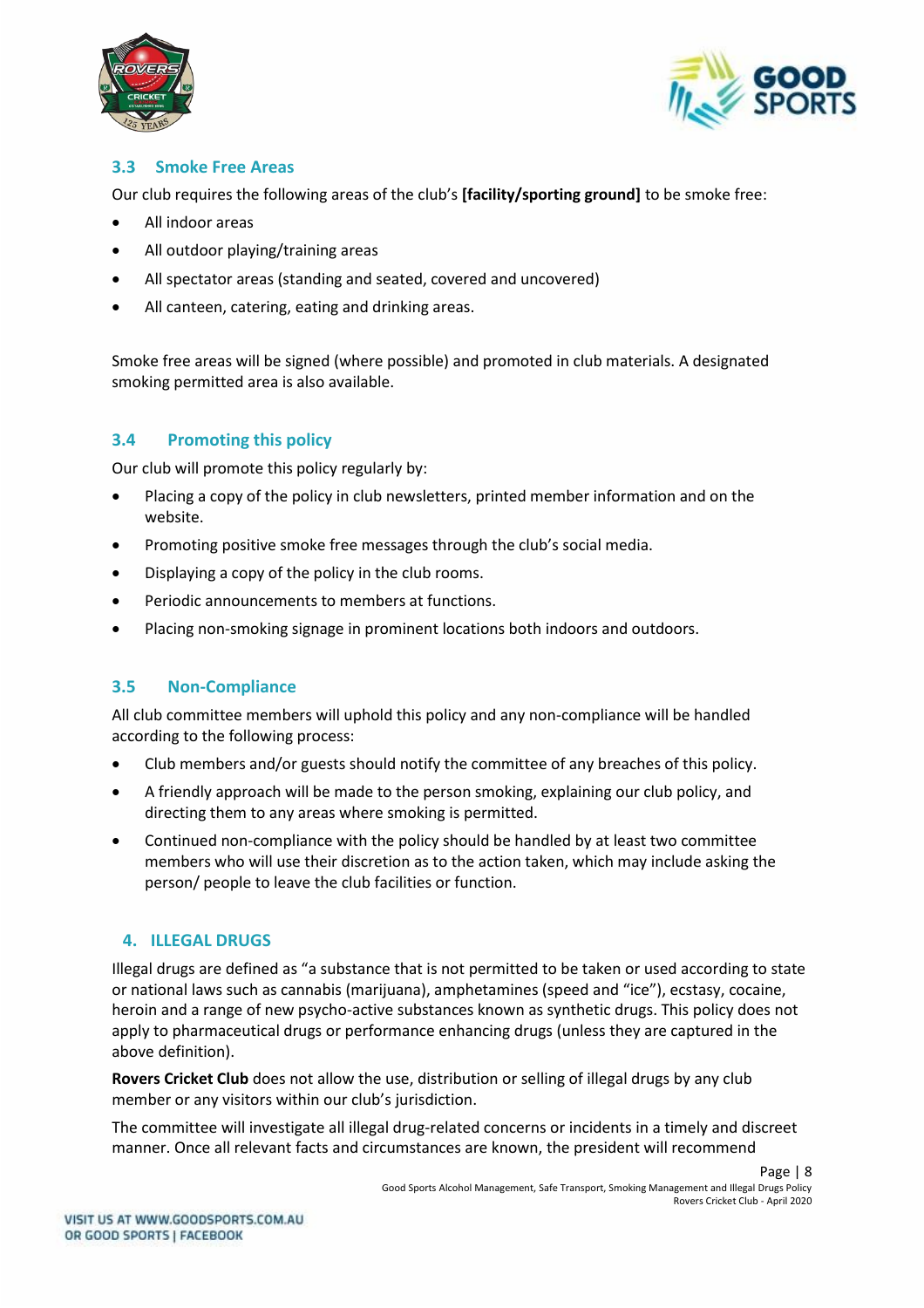### 3.3 Smoke Free Areas

Our club requires the following areas of the club's **[facility/sporting ground]** to be smoke free:

- All indoor areas
- All outdoor playing/training areas
- All spectator areas (standing and seated, covered and uncovered)
- All canteen, catering, eating and drinking areas.

Smoke free areas will be signed (where possible) and promoted in club materials. A designated smoking permitted area is also available.

### 3.4 Promoting this policy

Our club will promote this policy regularly by:

- Placing a copy of the policy in club newsletters, printed member information and on the website.
- Promoting positive smoke free messages through the club's social media.
- Displaying a copy of the policy in the club rooms.
- Periodic announcements to members at functions.
- Placing non-smoking signage in prominent locations both indoors and outdoors.

### 3.5 Non-Compliance

All club committee members will uphold this policy and any non-compliance will be handled according to the following process:

- Club members and/or guests should notify the committee of any breaches of this policy.
- A friendly approach will be made to the person smoking, explaining our club policy, and directing them to any areas where smoking is permitted.
- Continued non-compliance with the policy should be handled by at least two committee members who will use their discretion as to the action taken, which may include asking the person/ people to leave the club facilities or function.

## 4. ILLEGAL DRUGS

Illegal drugs are defined as "a substance that is not permitted to be taken or used according to state or national laws such as cannabis (marijuana), amphetamines (speed and "ice"), ecstasy, cocaine, heroin and a range of new psycho-active substances known as synthetic drugs. This policy does not apply to pharmaceutical drugs or performance enhancing drugs (unless they are captured in the above definition).

**Rovers Cricket Club** does not allow the use, distribution or selling of illegal drugs by any club member or any visitors within our club's jurisdiction.

The committee will investigate all illegal drug-related concerns or incidents in a timely and discreet manner. Once all relevant facts and circumstances are known, the president will recommend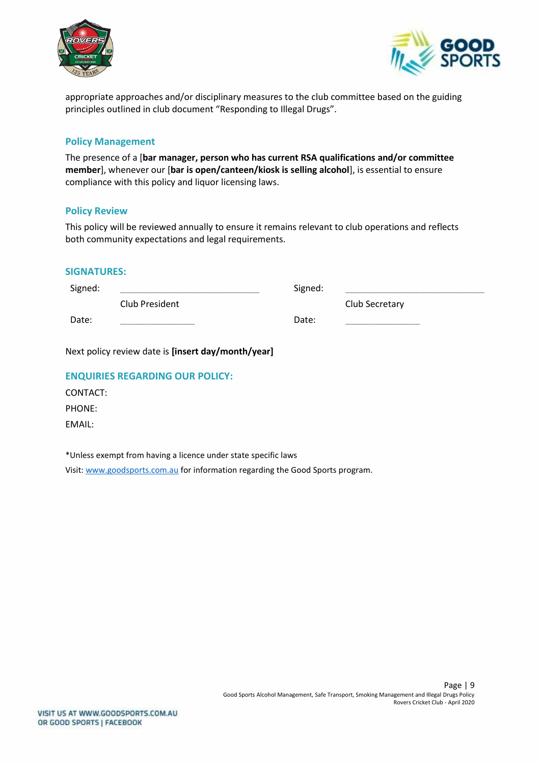appropriate approaches and/or disciplinary measures to the club committee based on the guiding principles outlined in club document "Responding to Illegal Drugs".

## Policy Management

The presence of a [**bar manager, person who has current RSA qualifications and/or committee member**], whenever our [**bar is open/canteen/kiosk is selling alcohol**], is essential to ensure compliance with this policy and liquor licensing laws.

## Policy Review

This policy will be reviewed annually to ensure it remains relevant to club operations and reflects both community expectations and legal requirements.

## SIGNATURES:

| | | | |
|---|---|---|---|
| Signed: | ______________________________ | Signed: | ______________________________ |
| | Club President | | Club Secretary |
| Date: | ________________ | Date: | ________________ |

Next policy review date is **[insert day/month/year]**

## ENQUIRIES REGARDING OUR POLICY:

CONTACT:

PHONE:

EMAIL:

*Unless exempt from having a licence under state specific laws

Visit: www.goodsports.com.au for information regarding the Good Sports program.